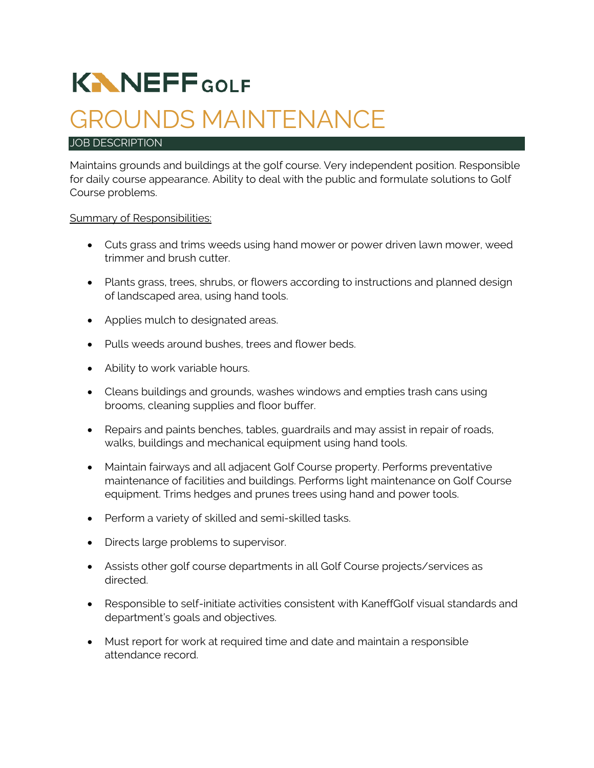# KANEFF GOLF

# GROUNDS MAINTENANCE

## JOB DESCRIPTION

Maintains grounds and buildings at the golf course. Very independent position. Responsible for daily course appearance. Ability to deal with the public and formulate solutions to Golf Course problems.

Summary of Responsibilities:

- Cuts grass and trims weeds using hand mower or power driven lawn mower, weed trimmer and brush cutter.
- Plants grass, trees, shrubs, or flowers according to instructions and planned design of landscaped area, using hand tools.
- Applies mulch to designated areas.
- Pulls weeds around bushes, trees and flower beds.
- Ability to work variable hours.
- Cleans buildings and grounds, washes windows and empties trash cans using brooms, cleaning supplies and floor buffer.
- Repairs and paints benches, tables, guardrails and may assist in repair of roads, walks, buildings and mechanical equipment using hand tools.
- Maintain fairways and all adjacent Golf Course property. Performs preventative maintenance of facilities and buildings. Performs light maintenance on Golf Course equipment. Trims hedges and prunes trees using hand and power tools.
- Perform a variety of skilled and semi-skilled tasks.
- Directs large problems to supervisor.
- Assists other golf course departments in all Golf Course projects/services as directed.
- Responsible to self-initiate activities consistent with KaneffGolf visual standards and department's goals and objectives.
- Must report for work at required time and date and maintain a responsible attendance record.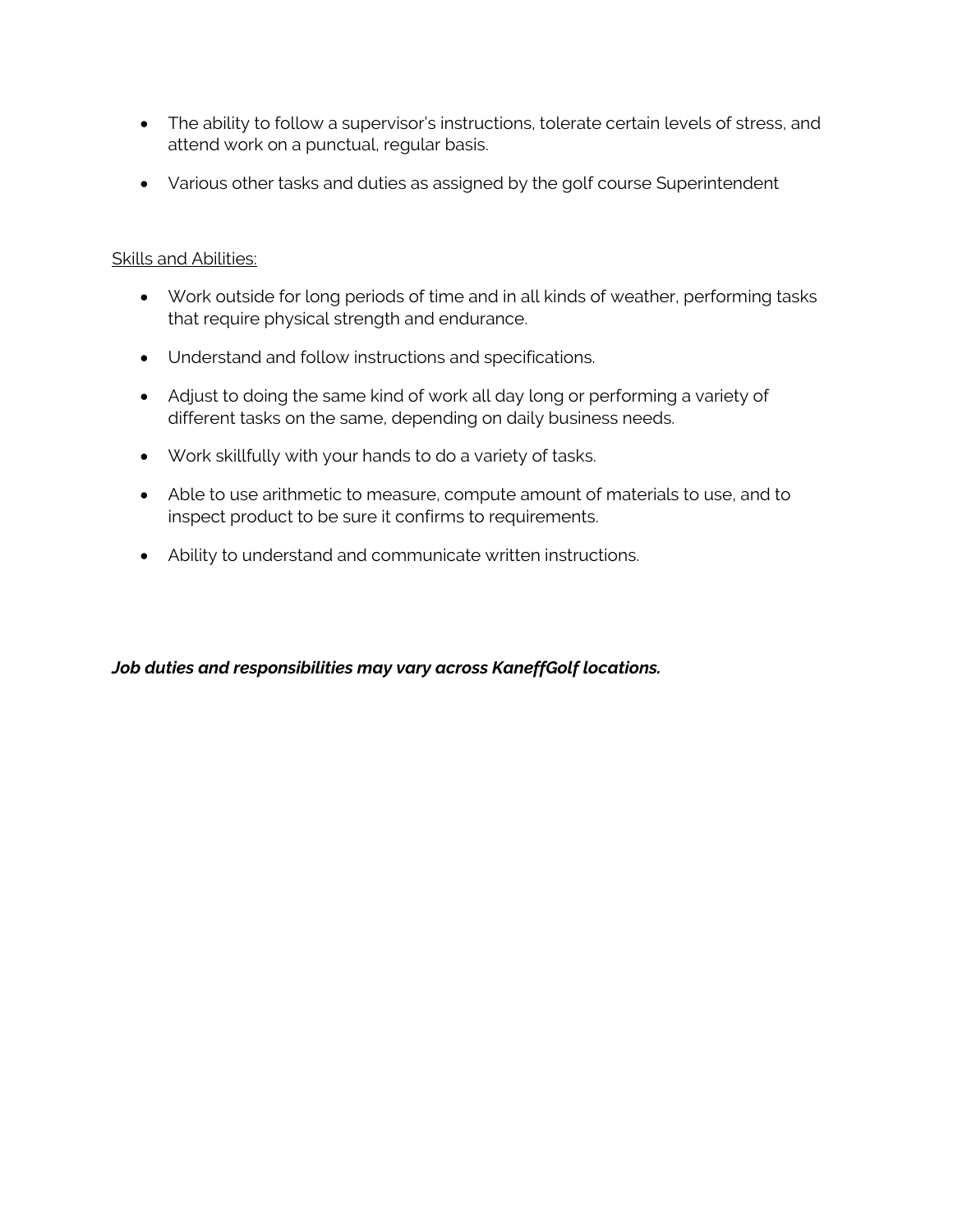- The ability to follow a supervisor's instructions, tolerate certain levels of stress, and attend work on a punctual, regular basis.
- Various other tasks and duties as assigned by the golf course Superintendent

<u>Skills and Abilities:</u>

- Work outside for long periods of time and in all kinds of weather, performing tasks that require physical strength and endurance.
- Understand and follow instructions and specifications.
- Adjust to doing the same kind of work all day long or performing a variety of different tasks on the same, depending on daily business needs.
- Work skillfully with your hands to do a variety of tasks.
- Able to use arithmetic to measure, compute amount of materials to use, and to inspect product to be sure it confirms to requirements.
- Ability to understand and communicate written instructions.

***Job duties and responsibilities may vary across KaneffGolf locations.***